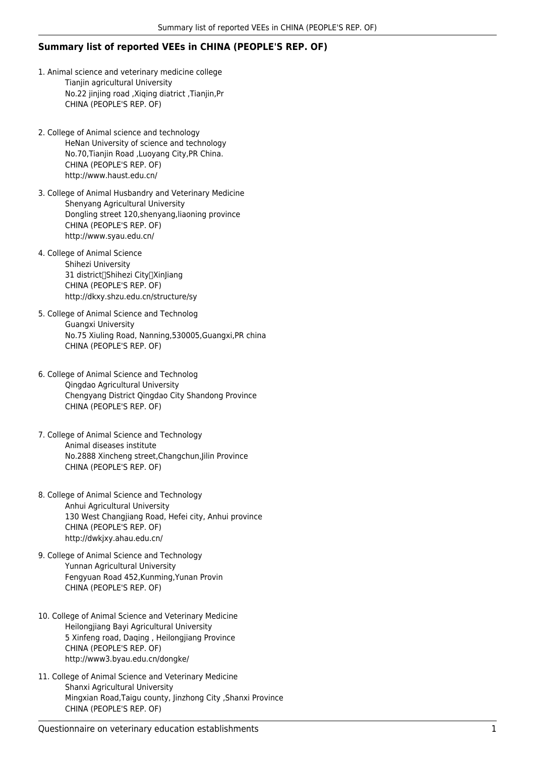## Summary list of reported VEEs in CHINA (PEOPLE'S REP. OF)

1. Animal science and veterinary medicine college
   Tianjin agricultural University
   No.22 jinjing road ,Xiqing diatrict ,Tianjin,Pr
   CHINA (PEOPLE'S REP. OF)

2. College of Animal science and technology
   HeNan University of science and technology
   No.70,Tianjin Road ,Luoyang City,PR China.
   CHINA (PEOPLE'S REP. OF)
   http://www.haust.edu.cn/

3. College of Animal Husbandry and Veterinary Medicine
   Shenyang Agricultural University
   Dongling street 120,shenyang,liaoning province
   CHINA (PEOPLE'S REP. OF)
   http://www.syau.edu.cn/

4. College of Animal Science
   Shihezi University
   31 district，Shihezi City，XinJiang
   CHINA (PEOPLE'S REP. OF)
   http://dkxy.shzu.edu.cn/structure/sy

5. College of Animal Science and Technolog
   Guangxi University
   No.75 Xiuling Road, Nanning,530005,Guangxi,PR china
   CHINA (PEOPLE'S REP. OF)

6. College of Animal Science and Technolog
   Qingdao Agricultural University
   Chengyang District Qingdao City Shandong Province
   CHINA (PEOPLE'S REP. OF)

7. College of Animal Science and Technology
   Animal diseases institute
   No.2888 Xincheng street,Changchun,Jilin Province
   CHINA (PEOPLE'S REP. OF)

8. College of Animal Science and Technology
   Anhui Agricultural University
   130 West Changjiang Road, Hefei city, Anhui province
   CHINA (PEOPLE'S REP. OF)
   http://dwkjxy.ahau.edu.cn/

9. College of Animal Science and Technology
   Yunnan Agricultural University
   Fengyuan Road 452,Kunming,Yunan Provin
   CHINA (PEOPLE'S REP. OF)

10. College of Animal Science and Veterinary Medicine
    Heilongjiang Bayi Agricultural University
    5 Xinfeng road, Daqing , Heilongjiang Province
    CHINA (PEOPLE'S REP. OF)
    http://www3.byau.edu.cn/dongke/

11. College of Animal Science and Veterinary Medicine
    Shanxi Agricultural University
    Mingxian Road,Taigu county, Jinzhong City ,Shanxi Province
    CHINA (PEOPLE'S REP. OF)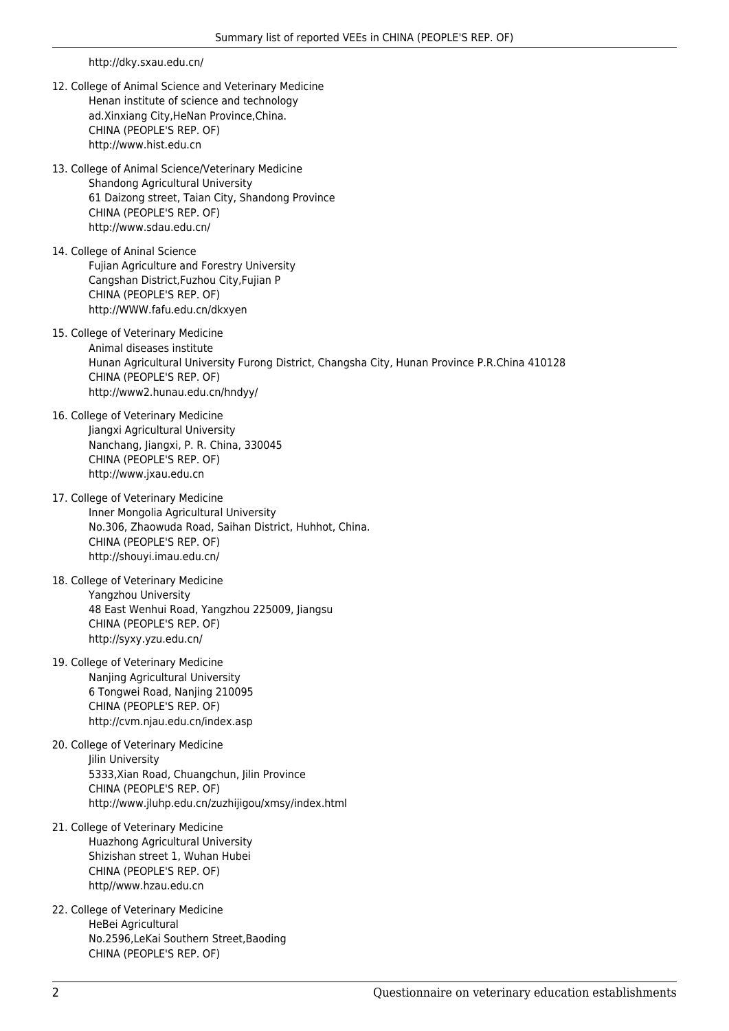http://dky.sxau.edu.cn/

12. College of Animal Science and Veterinary Medicine
    Henan institute of science and technology
    ad.Xinxiang City,HeNan Province,China.
    CHINA (PEOPLE'S REP. OF)
    http://www.hist.edu.cn

13. College of Animal Science/Veterinary Medicine
    Shandong Agricultural University
    61 Daizong street, Taian City, Shandong Province
    CHINA (PEOPLE'S REP. OF)
    http://www.sdau.edu.cn/

14. College of Aninal Science
    Fujian Agriculture and Forestry University
    Cangshan District,Fuzhou City,Fujian P
    CHINA (PEOPLE'S REP. OF)
    http://WWW.fafu.edu.cn/dkxyen

15. College of Veterinary Medicine
    Animal diseases institute
    Hunan Agricultural University Furong District, Changsha City, Hunan Province P.R.China 410128
    CHINA (PEOPLE'S REP. OF)
    http://www2.hunau.edu.cn/hndyy/

16. College of Veterinary Medicine
    Jiangxi Agricultural University
    Nanchang, Jiangxi, P. R. China, 330045
    CHINA (PEOPLE'S REP. OF)
    http://www.jxau.edu.cn

17. College of Veterinary Medicine
    Inner Mongolia Agricultural University
    No.306, Zhaowuda Road, Saihan District, Huhhot, China.
    CHINA (PEOPLE'S REP. OF)
    http://shouyi.imau.edu.cn/

18. College of Veterinary Medicine
    Yangzhou University
    48 East Wenhui Road, Yangzhou 225009, Jiangsu
    CHINA (PEOPLE'S REP. OF)
    http://syxy.yzu.edu.cn/

19. College of Veterinary Medicine
    Nanjing Agricultural University
    6 Tongwei Road, Nanjing 210095
    CHINA (PEOPLE'S REP. OF)
    http://cvm.njau.edu.cn/index.asp

20. College of Veterinary Medicine
    Jilin University
    5333,Xian Road, Chuangchun, Jilin Province
    CHINA (PEOPLE'S REP. OF)
    http://www.jluhp.edu.cn/zuzhijigou/xmsy/index.html

21. College of Veterinary Medicine
    Huazhong Agricultural University
    Shizishan street 1, Wuhan Hubei
    CHINA (PEOPLE'S REP. OF)
    http//www.hzau.edu.cn

22. College of Veterinary Medicine
    HeBei Agricultural
    No.2596,LeKai Southern Street,Baoding
    CHINA (PEOPLE'S REP. OF)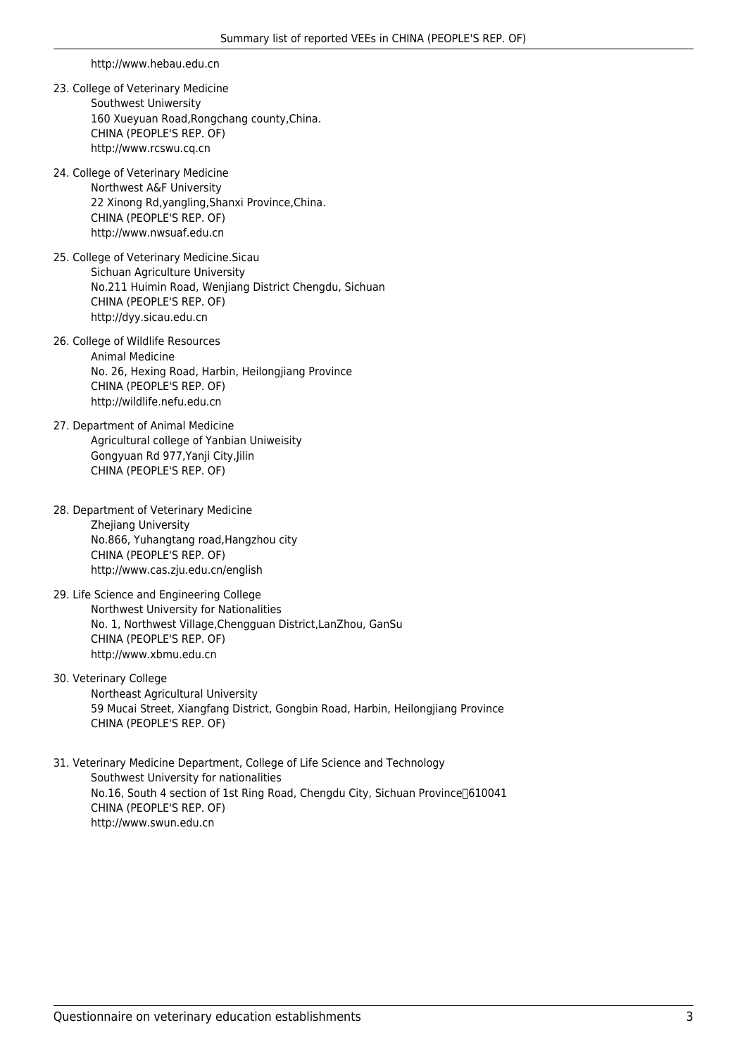http://www.hebau.edu.cn

23. College of Veterinary Medicine
    Southwest Uniwersity
    160 Xueyuan Road,Rongchang county,China.
    CHINA (PEOPLE'S REP. OF)
    http://www.rcswu.cq.cn

24. College of Veterinary Medicine
    Northwest A&F University
    22 Xinong Rd,yangling,Shanxi Province,China.
    CHINA (PEOPLE'S REP. OF)
    http://www.nwsuaf.edu.cn

25. College of Veterinary Medicine.Sicau
    Sichuan Agriculture University
    No.211 Huimin Road, Wenjiang District Chengdu, Sichuan
    CHINA (PEOPLE'S REP. OF)
    http://dyy.sicau.edu.cn

26. College of Wildlife Resources
    Animal Medicine
    No. 26, Hexing Road, Harbin, Heilongjiang Province
    CHINA (PEOPLE'S REP. OF)
    http://wildlife.nefu.edu.cn

27. Department of Animal Medicine
    Agricultural college of Yanbian Uniweisity
    Gongyuan Rd 977,Yanji City,Jilin
    CHINA (PEOPLE'S REP. OF)

28. Department of Veterinary Medicine
    Zhejiang University
    No.866, Yuhangtang road,Hangzhou city
    CHINA (PEOPLE'S REP. OF)
    http://www.cas.zju.edu.cn/english

29. Life Science and Engineering College
    Northwest University for Nationalities
    No. 1, Northwest Village,Chengguan District,LanZhou, GanSu
    CHINA (PEOPLE'S REP. OF)
    http://www.xbmu.edu.cn

30. Veterinary College
    Northeast Agricultural University
    59 Mucai Street, Xiangfang District, Gongbin Road, Harbin, Heilongjiang Province
    CHINA (PEOPLE'S REP. OF)

31. Veterinary Medicine Department, College of Life Science and Technology
    Southwest University for nationalities
    No.16, South 4 section of 1st Ring Road, Chengdu City, Sichuan Province 610041
    CHINA (PEOPLE'S REP. OF)
    http://www.swun.edu.cn